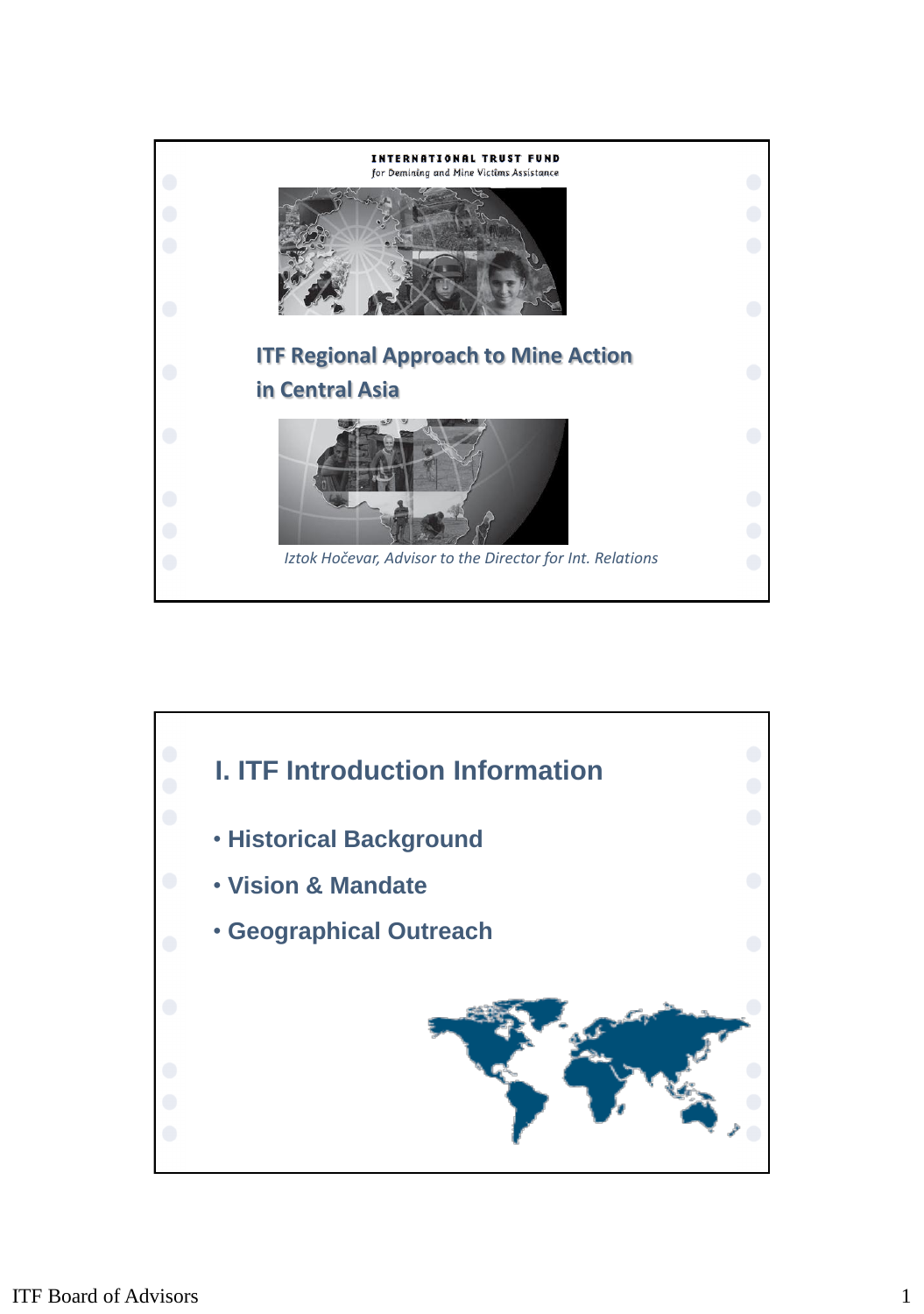INTERNATIONAL TRUST FUND
*for Demining and Mine Victims Assistance*

# ITF Regional Approach to Mine Action in Central Asia

*Iztok Hočevar, Advisor to the Director for Int. Relations*

## I. ITF Introduction Information

- Historical Background
- Vision & Mandate
- Geographical Outreach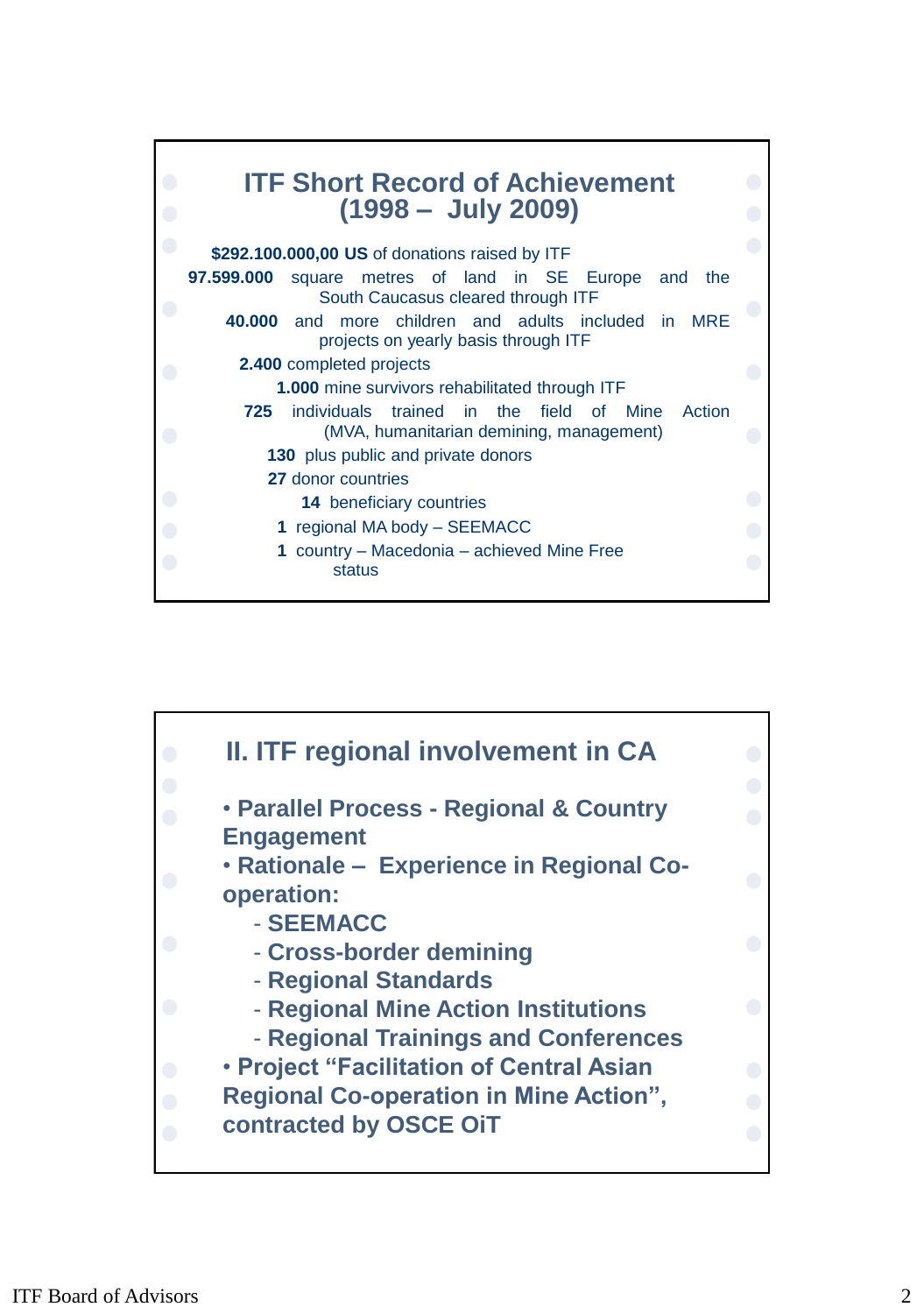## ITF Short Record of Achievement (1998 – July 2009)

**$292.100.000,00 US** of donations raised by ITF

**97.599.000** square metres of land in SE Europe and the South Caucasus cleared through ITF

**40.000** and more children and adults included in MRE projects on yearly basis through ITF

**2.400** completed projects

**1.000** mine survivors rehabilitated through ITF

**725** individuals trained in the field of Mine Action (MVA, humanitarian demining, management)

**130** plus public and private donors

**27** donor countries

**14** beneficiary countries

**1** regional MA body – SEEMACC

**1** country – Macedonia – achieved Mine Free status

## II. ITF regional involvement in CA

- **Parallel Process - Regional & Country Engagement**
- **Rationale – Experience in Regional Co-operation:**
  - **SEEMACC**
  - **Cross-border demining**
  - **Regional Standards**
  - **Regional Mine Action Institutions**
  - **Regional Trainings and Conferences**
- **Project "Facilitation of Central Asian Regional Co-operation in Mine Action", contracted by OSCE OiT**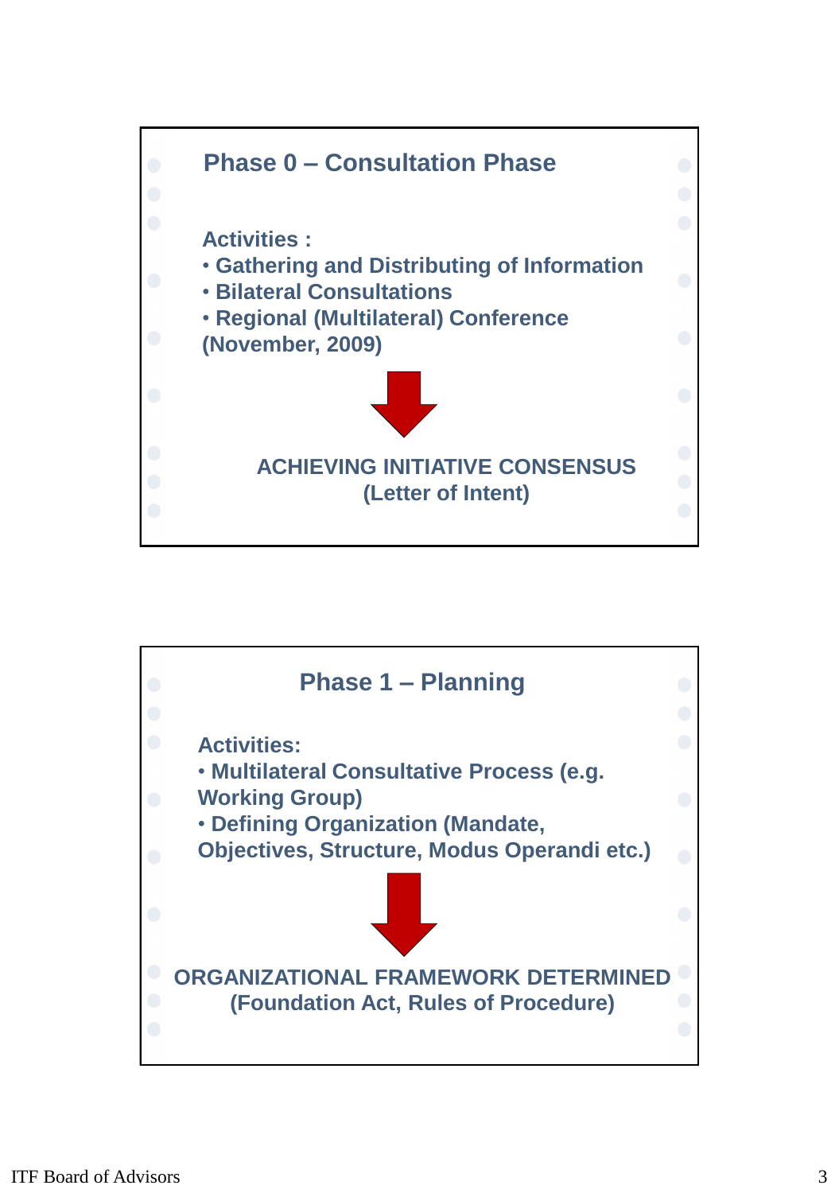## Phase 0 – Consultation Phase

**Activities :**

- Gathering and Distributing of Information
- Bilateral Consultations
- Regional (Multilateral) Conference (November, 2009)

**ACHIEVING INITIATIVE CONSENSUS (Letter of Intent)**

## Phase 1 – Planning

**Activities:**

- Multilateral Consultative Process (e.g. Working Group)
- Defining Organization (Mandate, Objectives, Structure, Modus Operandi etc.)

**ORGANIZATIONAL FRAMEWORK DETERMINED (Foundation Act, Rules of Procedure)**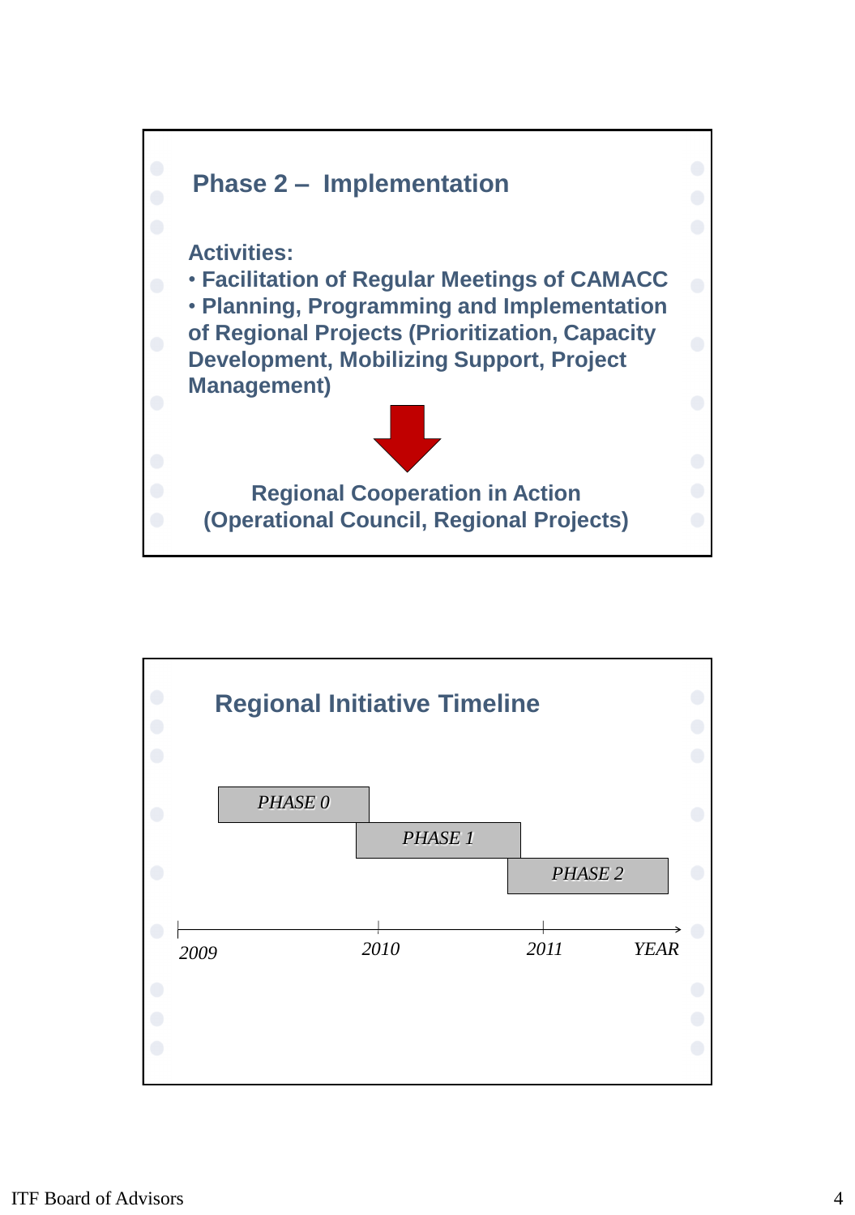## Phase 2 – Implementation

**Activities:**

- **Facilitation of Regular Meetings of CAMACC**
- **Planning, Programming and Implementation of Regional Projects (Prioritization, Capacity Development, Mobilizing Support, Project Management)**

**Regional Cooperation in Action (Operational Council, Regional Projects)**

## Regional Initiative Timeline

*PHASE 0*

*PHASE 1*

*PHASE 2*

*2009* *2010* *2011* *YEAR*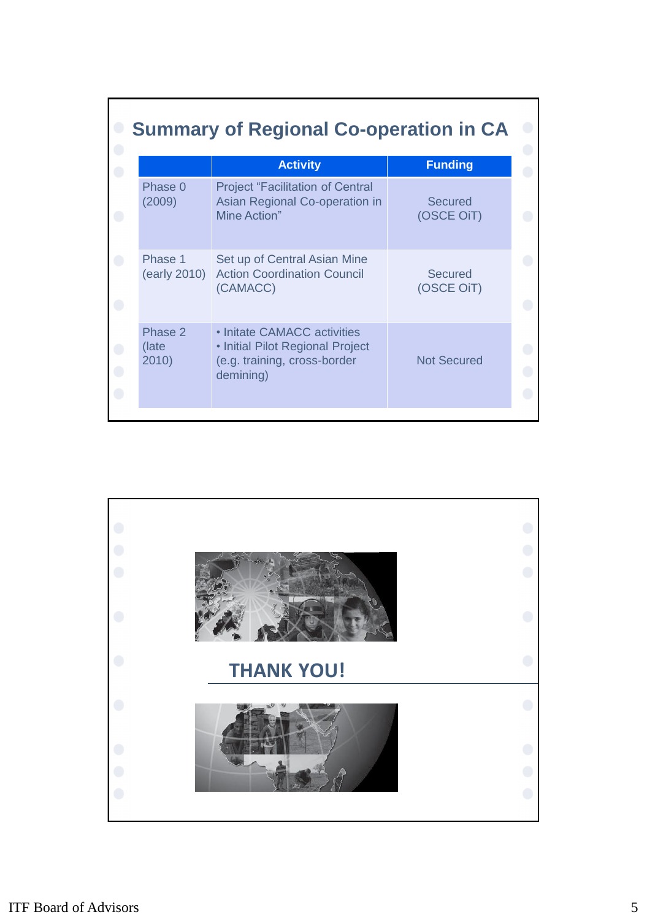## Summary of Regional Co-operation in CA

| | Activity | Funding |
|---|---|---|
| Phase 0 (2009) | Project "Facilitation of Central Asian Regional Co-operation in Mine Action" | Secured (OSCE OiT) |
| Phase 1 (early 2010) | Set up of Central Asian Mine Action Coordination Council (CAMACC) | Secured (OSCE OiT) |
| Phase 2 (late 2010) | • Initate CAMACC activities<br>• Initial Pilot Regional Project (e.g. training, cross-border demining) | Not Secured |

## THANK YOU!